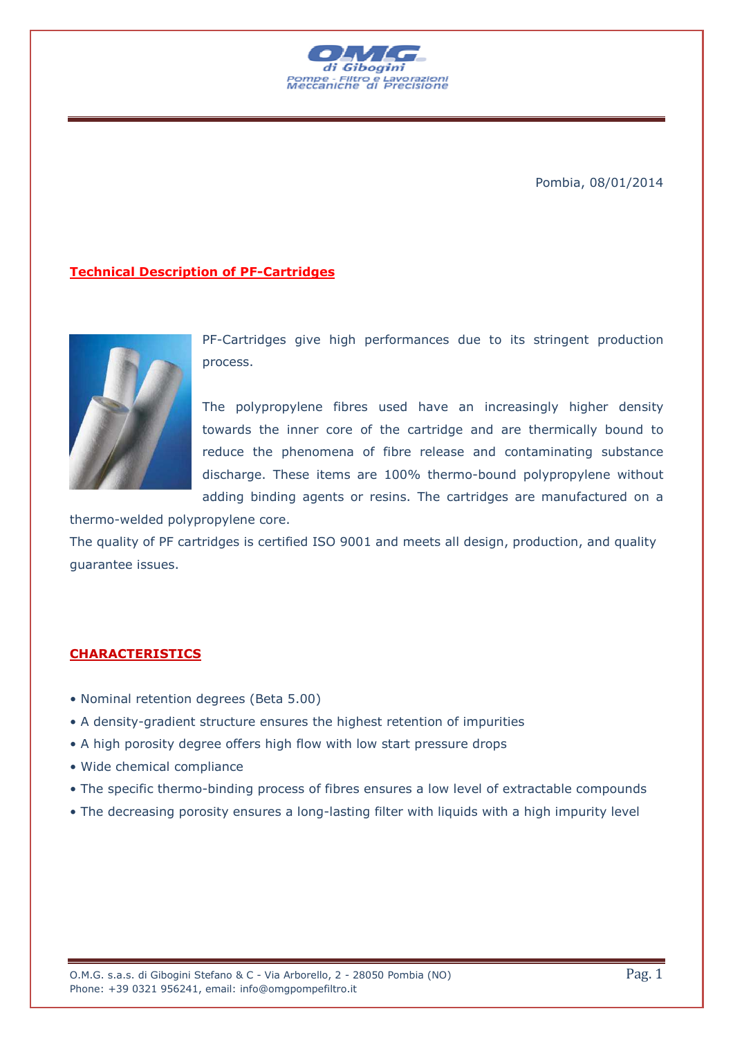Pombia, 08/01/2014

## Technical Description of PF-Cartridges

PF-Cartridges give high performances due to its stringent production process.

The polypropylene fibres used have an increasingly higher density towards the inner core of the cartridge and are thermically bound to reduce the phenomena of fibre release and contaminating substance discharge. These items are 100% thermo-bound polypropylene without adding binding agents or resins. The cartridges are manufactured on a thermo-welded polypropylene core.

The quality of PF cartridges is certified ISO 9001 and meets all design, production, and quality guarantee issues.

## CHARACTERISTICS

- Nominal retention degrees (Beta 5.00)
- A density-gradient structure ensures the highest retention of impurities
- A high porosity degree offers high flow with low start pressure drops
- Wide chemical compliance
- The specific thermo-binding process of fibres ensures a low level of extractable compounds
- The decreasing porosity ensures a long-lasting filter with liquids with a high impurity level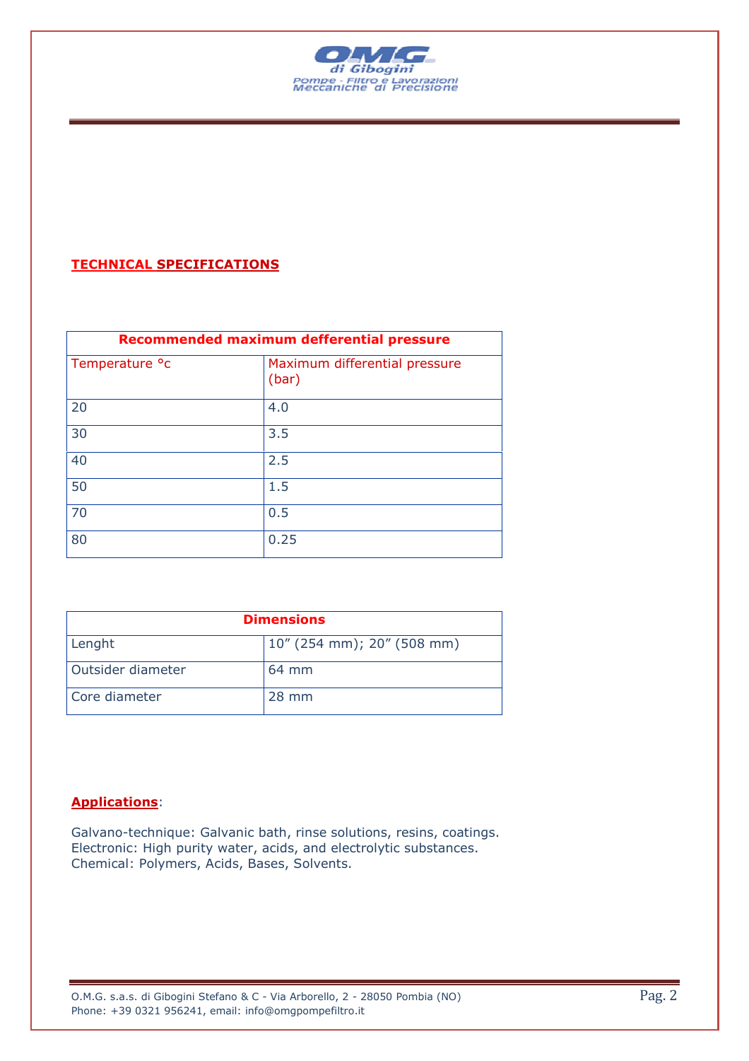## TECHNICAL SPECIFICATIONS

| Recommended maximum defferential pressure | |
|---|---|
| Temperature °c | Maximum differential pressure (bar) |
| 20 | 4.0 |
| 30 | 3.5 |
| 40 | 2.5 |
| 50 | 1.5 |
| 70 | 0.5 |
| 80 | 0.25 |

| Dimensions | |
|---|---|
| Lenght | 10" (254 mm); 20" (508 mm) |
| Outsider diameter | 64 mm |
| Core diameter | 28 mm |

**Applications**:

Galvano-technique: Galvanic bath, rinse solutions, resins, coatings.
Electronic: High purity water, acids, and electrolytic substances.
Chemical: Polymers, Acids, Bases, Solvents.